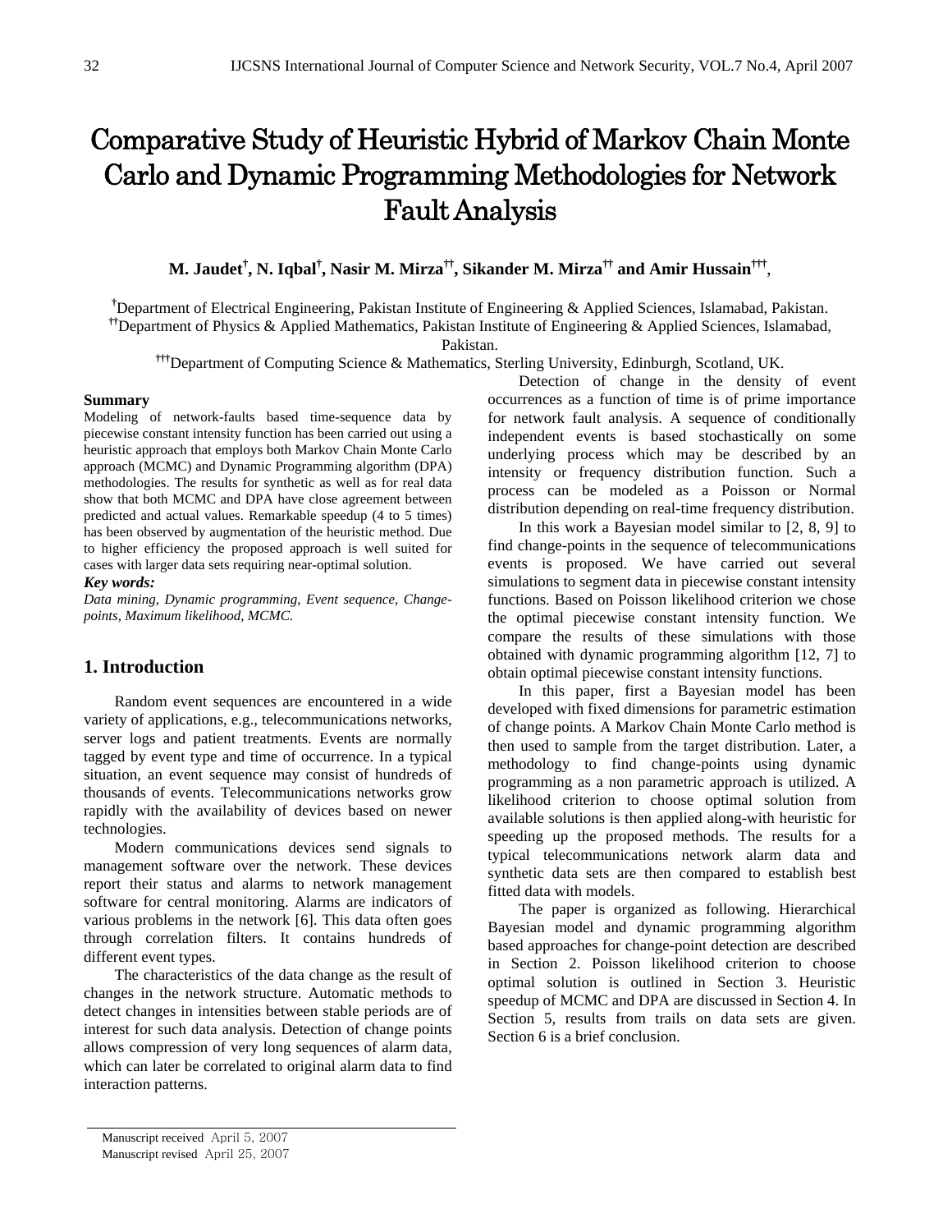# Comparative Study of Heuristic Hybrid of Markov Chain Monte Carlo and Dynamic Programming Methodologies for Network Fault Analysis

**M. Jaudet[†], N. Iqbal[†], Nasir M. Mirza[††], Sikander M. Mirza[††] and Amir Hussain[†††]**,

[†]Department of Electrical Engineering, Pakistan Institute of Engineering & Applied Sciences, Islamabad, Pakistan.
[††]Department of Physics & Applied Mathematics, Pakistan Institute of Engineering & Applied Sciences, Islamabad, Pakistan.
[†††]Department of Computing Science & Mathematics, Sterling University, Edinburgh, Scotland, UK.

**Summary**

Modeling of network-faults based time-sequence data by piecewise constant intensity function has been carried out using a heuristic approach that employs both Markov Chain Monte Carlo approach (MCMC) and Dynamic Programming algorithm (DPA) methodologies. The results for synthetic as well as for real data show that both MCMC and DPA have close agreement between predicted and actual values. Remarkable speedup (4 to 5 times) has been observed by augmentation of the heuristic method. Due to higher efficiency the proposed approach is well suited for cases with larger data sets requiring near-optimal solution.

***Key words:***

*Data mining, Dynamic programming, Event sequence, Change-points, Maximum likelihood, MCMC.*

## 1. Introduction

Random event sequences are encountered in a wide variety of applications, e.g., telecommunications networks, server logs and patient treatments. Events are normally tagged by event type and time of occurrence. In a typical situation, an event sequence may consist of hundreds of thousands of events. Telecommunications networks grow rapidly with the availability of devices based on newer technologies.

Modern communications devices send signals to management software over the network. These devices report their status and alarms to network management software for central monitoring. Alarms are indicators of various problems in the network [6]. This data often goes through correlation filters. It contains hundreds of different event types.

The characteristics of the data change as the result of changes in the network structure. Automatic methods to detect changes in intensities between stable periods are of interest for such data analysis. Detection of change points allows compression of very long sequences of alarm data, which can later be correlated to original alarm data to find interaction patterns.

Detection of change in the density of event occurrences as a function of time is of prime importance for network fault analysis. A sequence of conditionally independent events is based stochastically on some underlying process which may be described by an intensity or frequency distribution function. Such a process can be modeled as a Poisson or Normal distribution depending on real-time frequency distribution.

In this work a Bayesian model similar to [2, 8, 9] to find change-points in the sequence of telecommunications events is proposed. We have carried out several simulations to segment data in piecewise constant intensity functions. Based on Poisson likelihood criterion we chose the optimal piecewise constant intensity function. We compare the results of these simulations with those obtained with dynamic programming algorithm [12, 7] to obtain optimal piecewise constant intensity functions.

In this paper, first a Bayesian model has been developed with fixed dimensions for parametric estimation of change points. A Markov Chain Monte Carlo method is then used to sample from the target distribution. Later, a methodology to find change-points using dynamic programming as a non parametric approach is utilized. A likelihood criterion to choose optimal solution from available solutions is then applied along-with heuristic for speeding up the proposed methods. The results for a typical telecommunications network alarm data and synthetic data sets are then compared to establish best fitted data with models.

The paper is organized as following. Hierarchical Bayesian model and dynamic programming algorithm based approaches for change-point detection are described in Section 2. Poisson likelihood criterion to choose optimal solution is outlined in Section 3. Heuristic speedup of MCMC and DPA are discussed in Section 4. In Section 5, results from trails on data sets are given. Section 6 is a brief conclusion.

---

Manuscript received April 5, 2007
Manuscript revised April 25, 2007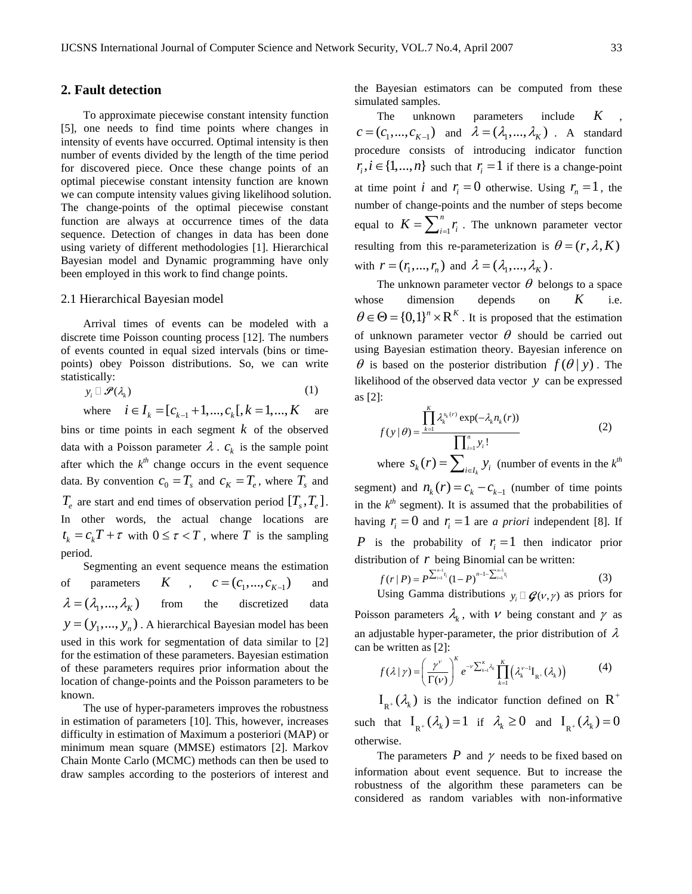## 2. Fault detection

To approximate piecewise constant intensity function [5], one needs to find time points where changes in intensity of events have occurred. Optimal intensity is then number of events divided by the length of the time period for discovered piece. Once these change points of an optimal piecewise constant intensity function are known we can compute intensity values giving likelihood solution. The change-points of the optimal piecewise constant function are always at occurrence times of the data sequence. Detection of changes in data has been done using variety of different methodologies [1]. Hierarchical Bayesian model and Dynamic programming have only been employed in this work to find change points.

### 2.1 Hierarchical Bayesian model

Arrival times of events can be modeled with a discrete time Poisson counting process [12]. The numbers of events counted in equal sized intervals (bins or time-points) obey Poisson distributions. So, we can write statistically:

$$y_i \sim \mathscr{P}(\lambda_k) \tag{1}$$

where $i \in I_k = [c_{k-1}+1,...,c_k[, k=1,...,K$ are bins or time points in each segment $k$ of the observed data with a Poisson parameter $\lambda$. $c_k$ is the sample point after which the $k^{th}$ change occurs in the event sequence data. By convention $c_0 = T_s$ and $c_K = T_e$, where $T_s$ and $T_e$ are start and end times of observation period $[T_s, T_e]$. In other words, the actual change locations are $t_k = c_k T + \tau$ with $0 \le \tau < T$, where $T$ is the sampling period.

Segmenting an event sequence means the estimation of parameters $K$, $c = (c_1,...,c_{K-1})$ and $\lambda = (\lambda_1,...,\lambda_K)$ from the discretized data $y = (y_1,...,y_n)$. A hierarchical Bayesian model has been used in this work for segmentation of data similar to [2] for the estimation of these parameters. Bayesian estimation of these parameters requires prior information about the location of change-points and the Poisson parameters to be known.

The use of hyper-parameters improves the robustness in estimation of parameters [10]. This, however, increases difficulty in estimation of Maximum a posteriori (MAP) or minimum mean square (MMSE) estimators [2]. Markov Chain Monte Carlo (MCMC) methods can then be used to draw samples according to the posteriors of interest and the Bayesian estimators can be computed from these simulated samples.

The unknown parameters include $K$, $c = (c_1,...,c_{K-1})$ and $\lambda = (\lambda_1,...,\lambda_K)$. A standard procedure consists of introducing indicator function $r_i, i \in \{1,...,n\}$ such that $r_i = 1$ if there is a change-point at time point $i$ and $r_i = 0$ otherwise. Using $r_n = 1$, the number of change-points and the number of steps become equal to $K = \sum_{i=1}^{n} r_i$. The unknown parameter vector resulting from this re-parameterization is $\theta = (r, \lambda, K)$ with $r = (r_1,...,r_n)$ and $\lambda = (\lambda_1,...,\lambda_K)$.

The unknown parameter vector $\theta$ belongs to a space whose dimension depends on $K$ i.e. $\theta \in \Theta = \{0,1\}^n \times \mathrm{R}^K$. It is proposed that the estimation of unknown parameter vector $\theta$ should be carried out using Bayesian estimation theory. Bayesian inference on $\theta$ is based on the posterior distribution $f(\theta \mid y)$. The likelihood of the observed data vector $y$ can be expressed as [2]:

$$f(y \mid \theta) = \frac{\prod_{k=1}^{K} \lambda_k^{s_k(r)} \exp(-\lambda_k n_k(r))}{\prod_{i=1}^{n} y_i!} \tag{2}$$

where $s_k(r) = \sum_{i \in I_k} y_i$ (number of events in the $k^{th}$ segment) and $n_k(r) = c_k - c_{k-1}$ (number of time points in the $k^{th}$ segment). It is assumed that the probabilities of having $r_i = 0$ and $r_i = 1$ are *a priori* independent [8]. If $P$ is the probability of $r_i = 1$ then indicator prior distribution of $r$ being Binomial can be written:

$$f(r \mid P) = P^{\sum_{i=1}^{n-1} r_i} (1-P)^{n-1-\sum_{i=1}^{n-1} r_i} \tag{3}$$

Using Gamma distributions $y_i \sim \mathscr{G}(\nu, \gamma)$ as priors for Poisson parameters $\lambda_k$, with $\nu$ being constant and $\gamma$ as an adjustable hyper-parameter, the prior distribution of $\lambda$ can be written as [2]:

$$f(\lambda \mid \gamma) = \left(\frac{\gamma^{\nu}}{\Gamma(\nu)}\right)^K e^{-\nu \sum_{k=1}^{K} \lambda_k} \prod_{k=1}^{K} \left(\lambda_k^{\nu-1} \mathrm{I}_{\mathrm{R}^+}(\lambda_k)\right) \tag{4}$$

$\mathrm{I}_{\mathrm{R}^+}(\lambda_k)$ is the indicator function defined on $\mathrm{R}^+$ such that $\mathrm{I}_{\mathrm{R}^+}(\lambda_k) = 1$ if $\lambda_k \ge 0$ and $\mathrm{I}_{\mathrm{R}^+}(\lambda_k) = 0$ otherwise.

The parameters $P$ and $\gamma$ needs to be fixed based on information about event sequence. But to increase the robustness of the algorithm these parameters can be considered as random variables with non-informative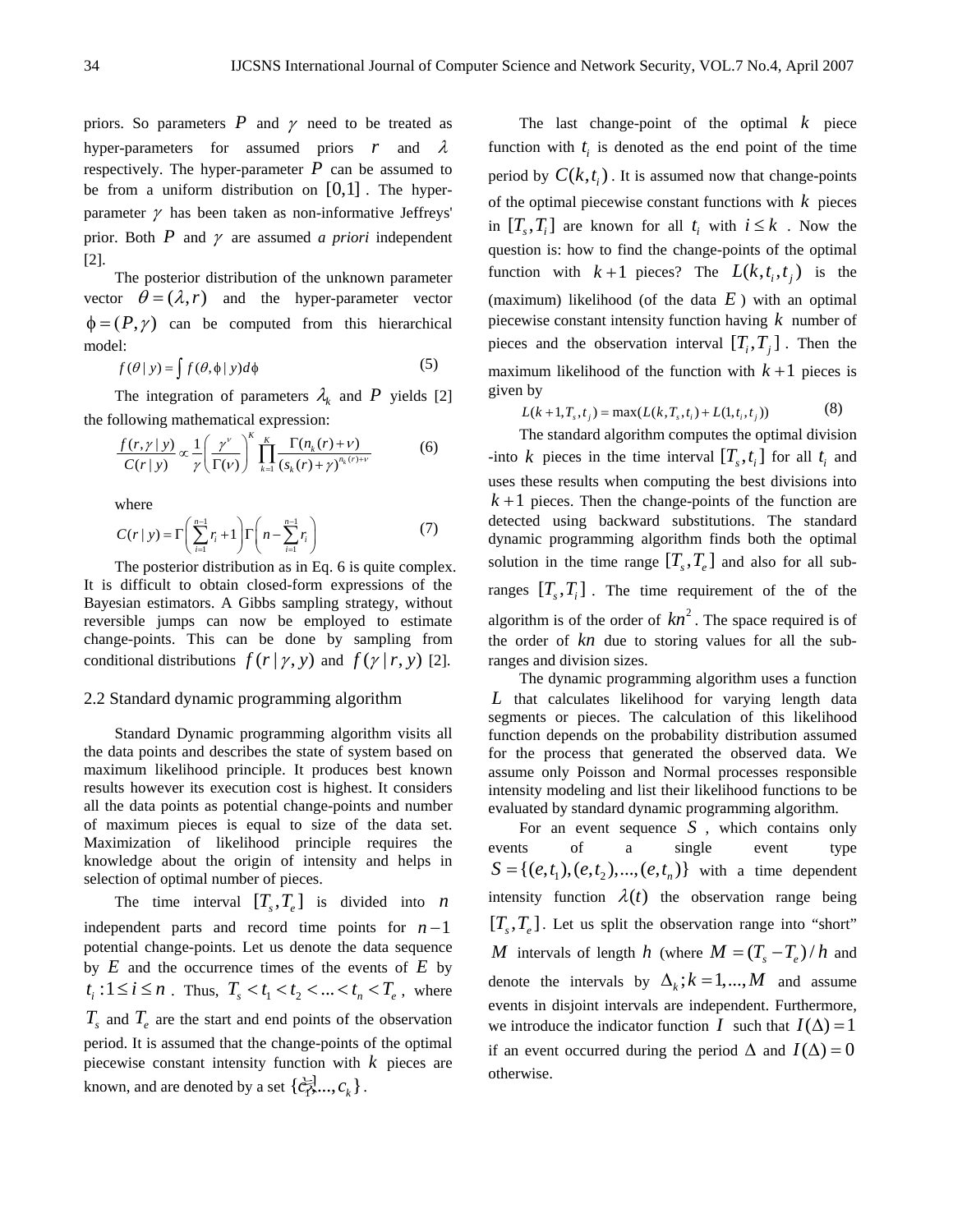priors. So parameters $P$ and $\gamma$ need to be treated as hyper-parameters for assumed priors $r$ and $\lambda$ respectively. The hyper-parameter $P$ can be assumed to be from a uniform distribution on $[0,1]$. The hyper-parameter $\gamma$ has been taken as non-informative Jeffreys' prior. Both $P$ and $\gamma$ are assumed *a priori* independent [2].

The posterior distribution of the unknown parameter vector $\theta = (\lambda, r)$ and the hyper-parameter vector $\phi = (P, \gamma)$ can be computed from this hierarchical model:

$$f(\theta \mid y) = \int f(\theta, \phi \mid y) d\phi \tag{5}$$

The integration of parameters $\lambda_k$ and $P$ yields [2] the following mathematical expression:

$$\frac{f(r, \gamma \mid y)}{C(r \mid y)} \propto \frac{1}{\gamma} \left( \frac{\gamma^{\nu}}{\Gamma(\nu)} \right)^{K} \prod_{k=1}^{K} \frac{\Gamma(n_k(r) + \nu)}{(s_k(r) + \gamma)^{n_k(r) + \nu}} \tag{6}$$

where

$$C(r \mid y) = \Gamma\left( \sum_{i=1}^{n-1} r_i + 1 \right) \Gamma\left( n - \sum_{i=1}^{n-1} r_i \right) \tag{7}$$

The posterior distribution as in Eq. 6 is quite complex. It is difficult to obtain closed-form expressions of the Bayesian estimators. A Gibbs sampling strategy, without reversible jumps can now be employed to estimate change-points. This can be done by sampling from conditional distributions $f(r \mid \gamma, y)$ and $f(\gamma \mid r, y)$ [2].

## 2.2 Standard dynamic programming algorithm

Standard Dynamic programming algorithm visits all the data points and describes the state of system based on maximum likelihood principle. It produces best known results however its execution cost is highest. It considers all the data points as potential change-points and number of maximum pieces is equal to size of the data set. Maximization of likelihood principle requires the knowledge about the origin of intensity and helps in selection of optimal number of pieces.

The time interval $[T_s, T_e]$ is divided into $n$ independent parts and record time points for $n-1$ potential change-points. Let us denote the data sequence by $E$ and the occurrence times of the events of $E$ by $t_i : 1 \le i \le n$. Thus, $T_s < t_1 < t_2 < ... < t_n < T_e$, where $T_s$ and $T_e$ are the start and end points of the observation period. It is assumed that the change-points of the optimal piecewise constant intensity function with $k$ pieces are known, and are denoted by a set $\{c_1, ..., c_k\}$.

The last change-point of the optimal $k$ piece function with $t_i$ is denoted as the end point of the time period by $C(k, t_i)$. It is assumed now that change-points of the optimal piecewise constant functions with $k$ pieces in $[T_s, T_i]$ are known for all $t_i$ with $i \le k$. Now the question is: how to find the change-points of the optimal function with $k+1$ pieces? The $L(k, t_i, t_j)$ is the (maximum) likelihood (of the data $E$) with an optimal piecewise constant intensity function having $k$ number of pieces and the observation interval $[T_i, T_j]$. Then the maximum likelihood of the function with $k+1$ pieces is given by

$$L(k+1, T_s, t_j) = \max(L(k, T_s, t_i) + L(1, t_i, t_j)) \tag{8}$$

The standard algorithm computes the optimal division -into $k$ pieces in the time interval $[T_s, t_i]$ for all $t_i$ and uses these results when computing the best divisions into $k+1$ pieces. Then the change-points of the function are detected using backward substitutions. The standard dynamic programming algorithm finds both the optimal solution in the time range $[T_s, T_e]$ and also for all sub-ranges $[T_s, T_i]$. The time requirement of the of the algorithm is of the order of $kn^2$. The space required is of the order of $kn$ due to storing values for all the sub-ranges and division sizes.

The dynamic programming algorithm uses a function $L$ that calculates likelihood for varying length data segments or pieces. The calculation of this likelihood function depends on the probability distribution assumed for the process that generated the observed data. We assume only Poisson and Normal processes responsible intensity modeling and list their likelihood functions to be evaluated by standard dynamic programming algorithm.

For an event sequence $S$, which contains only events of a single event type $S = \{(e, t_1), (e, t_2), ..., (e, t_n)\}$ with a time dependent intensity function $\lambda(t)$ the observation range being $[T_s, T_e]$. Let us split the observation range into "short" $M$ intervals of length $h$ (where $M = (T_s - T_e)/h$ and denote the intervals by $\Delta_k ; k = 1, ..., M$ and assume events in disjoint intervals are independent. Furthermore, we introduce the indicator function $I$ such that $I(\Delta) = 1$ if an event occurred during the period $\Delta$ and $I(\Delta) = 0$ otherwise.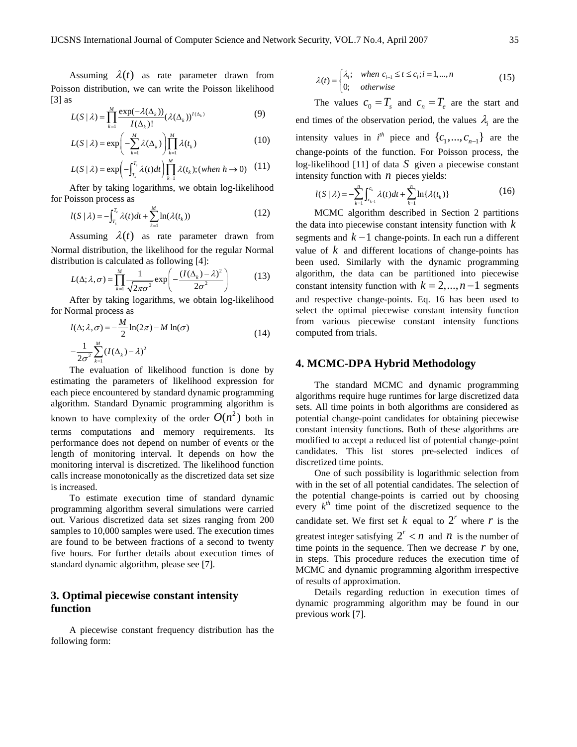Assuming $\lambda(t)$ as rate parameter drawn from Poisson distribution, we can write the Poisson likelihood [3] as

$$L(S\mid\lambda)=\prod_{k=1}^{M}\frac{\exp(-\lambda(\Delta_k))}{I(\Delta_k)!}(\lambda(\Delta_k))^{I(\Delta_k)} \tag{9}$$

$$L(S\mid\lambda)=\exp\left(-\sum_{k=1}^{M}\lambda(\Delta_k)\right)\prod_{k=1}^{M}\lambda(t_k) \tag{10}$$

$$L(S\mid\lambda)=\exp\left(-\int_{T_s}^{T_e}\lambda(t)dt\right)\prod_{k=1}^{M}\lambda(t_k);(when\ h\to 0) \tag{11}$$

After by taking logarithms, we obtain log-likelihood for Poisson process as

$$l(S\mid\lambda)=-\int_{T_s}^{T_e}\lambda(t)dt+\sum_{k=1}^{M}\ln(\lambda(t_k)) \tag{12}$$

Assuming $\lambda(t)$ as rate parameter drawn from Normal distribution, the likelihood for the regular Normal distribution is calculated as following [4]:

$$L(\Delta;\lambda,\sigma)=\prod_{k=1}^{M}\frac{1}{\sqrt{2\pi\sigma^2}}\exp\left(-\frac{(I(\Delta_k)-\lambda)^2}{2\sigma^2}\right) \tag{13}$$

After by taking logarithms, we obtain log-likelihood for Normal process as

$$l(\Delta;\lambda,\sigma)=-\frac{M}{2}\ln(2\pi)-M\ln(\sigma)-\frac{1}{2\sigma^2}\sum_{k=1}^{M}(I(\Delta_k)-\lambda)^2 \tag{14}$$

The evaluation of likelihood function is done by estimating the parameters of likelihood expression for each piece encountered by standard dynamic programming algorithm. Standard Dynamic programming algorithm is known to have complexity of the order $O(n^2)$ both in terms computations and memory requirements. Its performance does not depend on number of events or the length of monitoring interval. It depends on how the monitoring interval is discretized. The likelihood function calls increase monotonically as the discretized data set size is increased.

To estimate execution time of standard dynamic programming algorithm several simulations were carried out. Various discretized data set sizes ranging from 200 samples to 10,000 samples were used. The execution times are found to be between fractions of a second to twenty five hours. For further details about execution times of standard dynamic algorithm, please see [7].

## 3. Optimal piecewise constant intensity function

A piecewise constant frequency distribution has the following form:

$$\lambda(t)=\begin{cases}\lambda_i; & when\ c_{i-1}\le t\le c_i; i=1,...,n\\ 0; & otherwise\end{cases} \tag{15}$$

The values $c_0=T_s$ and $c_n=T_e$ are the start and end times of the observation period, the values $\lambda_i$ are the intensity values in $i^{th}$ piece and $\{c_1,...,c_{n-1}\}$ are the change-points of the function. For Poisson process, the log-likelihood [11] of data $S$ given a piecewise constant intensity function with $n$ pieces yields:

$$l(S\mid\lambda)=-\sum_{k=1}^{n}\int_{c_{k-1}}^{c_k}\lambda(t)dt+\sum_{k=1}^{n}\ln\{\lambda(t_k)\} \tag{16}$$

MCMC algorithm described in Section 2 partitions the data into piecewise constant intensity function with $k$ segments and $k-1$ change-points. In each run a different value of $k$ and different locations of change-points has been used. Similarly with the dynamic programming algorithm, the data can be partitioned into piecewise constant intensity function with $k=2,...,n-1$ segments and respective change-points. Eq. 16 has been used to select the optimal piecewise constant intensity function from various piecewise constant intensity functions computed from trials.

## 4. MCMC-DPA Hybrid Methodology

The standard MCMC and dynamic programming algorithms require huge runtimes for large discretized data sets. All time points in both algorithms are considered as potential change-point candidates for obtaining piecewise constant intensity functions. Both of these algorithms are modified to accept a reduced list of potential change-point candidates. This list stores pre-selected indices of discretized time points.

One of such possibility is logarithmic selection from with in the set of all potential candidates. The selection of the potential change-points is carried out by choosing every $k^{th}$ time point of the discretized sequence to the candidate set. We first set $k$ equal to $2^r$ where $r$ is the greatest integer satisfying $2^r<n$ and $n$ is the number of time points in the sequence. Then we decrease $r$ by one, in steps. This procedure reduces the execution time of MCMC and dynamic programming algorithm irrespective of results of approximation.

Details regarding reduction in execution times of dynamic programming algorithm may be found in our previous work [7].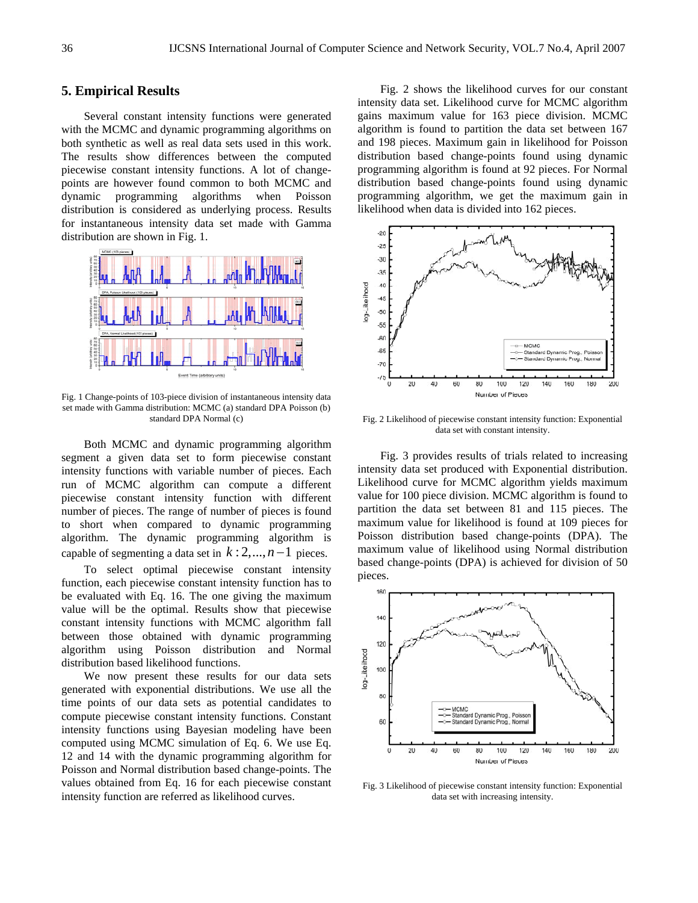## 5. Empirical Results

Several constant intensity functions were generated with the MCMC and dynamic programming algorithms on both synthetic as well as real data sets used in this work. The results show differences between the computed piecewise constant intensity functions. A lot of change-points are however found common to both MCMC and dynamic programming algorithms when Poisson distribution is considered as underlying process. Results for instantaneous intensity data set made with Gamma distribution are shown in Fig. 1.

Fig. 1 Change-points of 103-piece division of instantaneous intensity data set made with Gamma distribution: MCMC (a) standard DPA Poisson (b) standard DPA Normal (c)

Both MCMC and dynamic programming algorithm segment a given data set to form piecewise constant intensity functions with variable number of pieces. Each run of MCMC algorithm can compute a different piecewise constant intensity function with different number of pieces. The range of number of pieces is found to short when compared to dynamic programming algorithm. The dynamic programming algorithm is capable of segmenting a data set in $k: 2, \ldots, n-1$ pieces.

To select optimal piecewise constant intensity function, each piecewise constant intensity function has to be evaluated with Eq. 16. The one giving the maximum value will be the optimal. Results show that piecewise constant intensity functions with MCMC algorithm fall between those obtained with dynamic programming algorithm using Poisson distribution and Normal distribution based likelihood functions.

We now present these results for our data sets generated with exponential distributions. We use all the time points of our data sets as potential candidates to compute piecewise constant intensity functions. Constant intensity functions using Bayesian modeling have been computed using MCMC simulation of Eq. 6. We use Eq. 12 and 14 with the dynamic programming algorithm for Poisson and Normal distribution based change-points. The values obtained from Eq. 16 for each piecewise constant intensity function are referred as likelihood curves.

Fig. 2 shows the likelihood curves for our constant intensity data set. Likelihood curve for MCMC algorithm gains maximum value for 163 piece division. MCMC algorithm is found to partition the data set between 167 and 198 pieces. Maximum gain in likelihood for Poisson distribution based change-points found using dynamic programming algorithm is found at 92 pieces. For Normal distribution based change-points found using dynamic programming algorithm, we get the maximum gain in likelihood when data is divided into 162 pieces.

Fig. 2 Likelihood of piecewise constant intensity function: Exponential data set with constant intensity.

Fig. 3 provides results of trials related to increasing intensity data set produced with Exponential distribution. Likelihood curve for MCMC algorithm yields maximum value for 100 piece division. MCMC algorithm is found to partition the data set between 81 and 115 pieces. The maximum value for likelihood is found at 109 pieces for Poisson distribution based change-points (DPA). The maximum value of likelihood using Normal distribution based change-points (DPA) is achieved for division of 50 pieces.

Fig. 3 Likelihood of piecewise constant intensity function: Exponential data set with increasing intensity.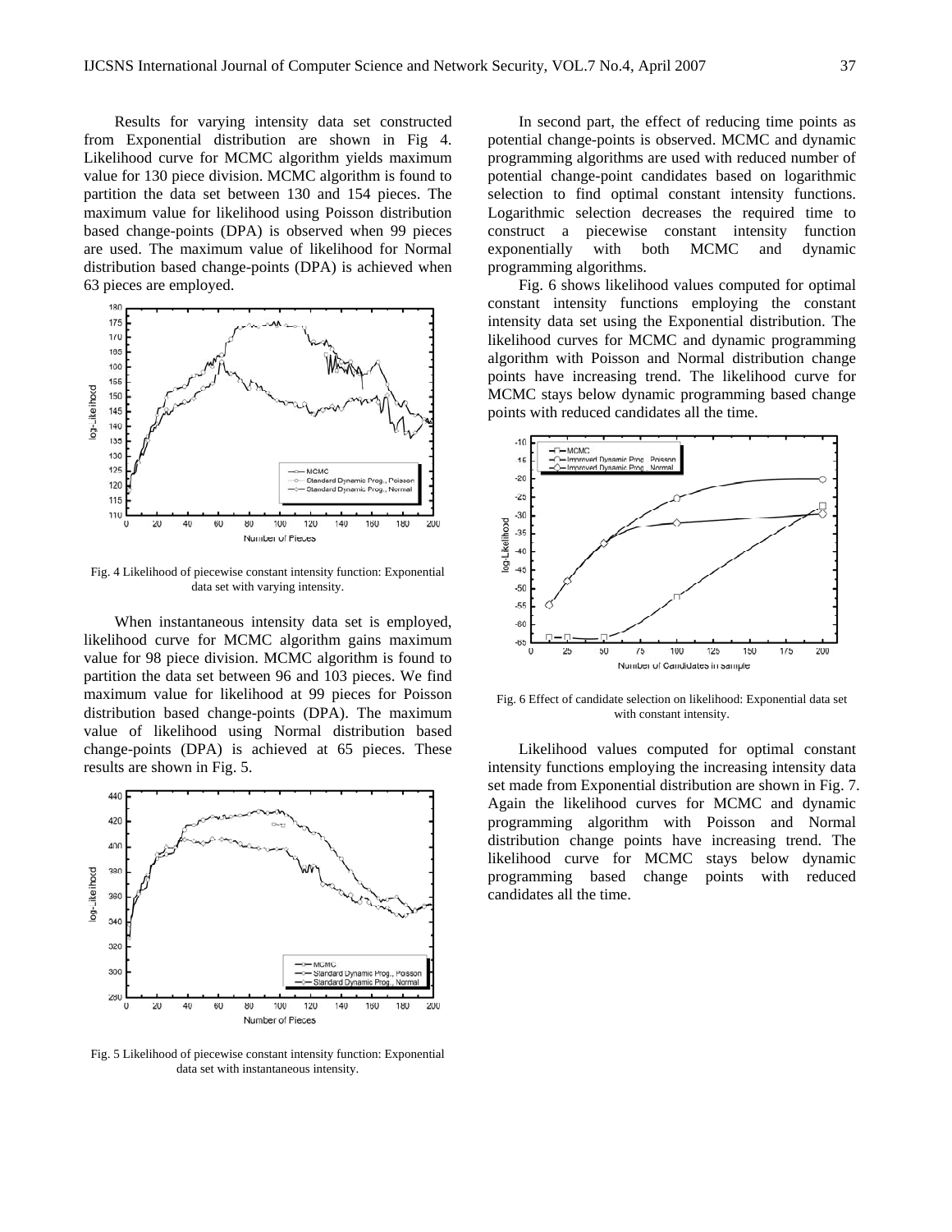Results for varying intensity data set constructed from Exponential distribution are shown in Fig 4. Likelihood curve for MCMC algorithm yields maximum value for 130 piece division. MCMC algorithm is found to partition the data set between 130 and 154 pieces. The maximum value for likelihood using Poisson distribution based change-points (DPA) is observed when 99 pieces are used. The maximum value of likelihood for Normal distribution based change-points (DPA) is achieved when 63 pieces are employed.

Fig. 4 Likelihood of piecewise constant intensity function: Exponential data set with varying intensity.

When instantaneous intensity data set is employed, likelihood curve for MCMC algorithm gains maximum value for 98 piece division. MCMC algorithm is found to partition the data set between 96 and 103 pieces. We find maximum value for likelihood at 99 pieces for Poisson distribution based change-points (DPA). The maximum value of likelihood using Normal distribution based change-points (DPA) is achieved at 65 pieces. These results are shown in Fig. 5.

Fig. 5 Likelihood of piecewise constant intensity function: Exponential data set with instantaneous intensity.

In second part, the effect of reducing time points as potential change-points is observed. MCMC and dynamic programming algorithms are used with reduced number of potential change-point candidates based on logarithmic selection to find optimal constant intensity functions. Logarithmic selection decreases the required time to construct a piecewise constant intensity function exponentially with both MCMC and dynamic programming algorithms.

Fig. 6 shows likelihood values computed for optimal constant intensity functions employing the constant intensity data set using the Exponential distribution. The likelihood curves for MCMC and dynamic programming algorithm with Poisson and Normal distribution change points have increasing trend. The likelihood curve for MCMC stays below dynamic programming based change points with reduced candidates all the time.

Fig. 6 Effect of candidate selection on likelihood: Exponential data set with constant intensity.

Likelihood values computed for optimal constant intensity functions employing the increasing intensity data set made from Exponential distribution are shown in Fig. 7. Again the likelihood curves for MCMC and dynamic programming algorithm with Poisson and Normal distribution change points have increasing trend. The likelihood curve for MCMC stays below dynamic programming based change points with reduced candidates all the time.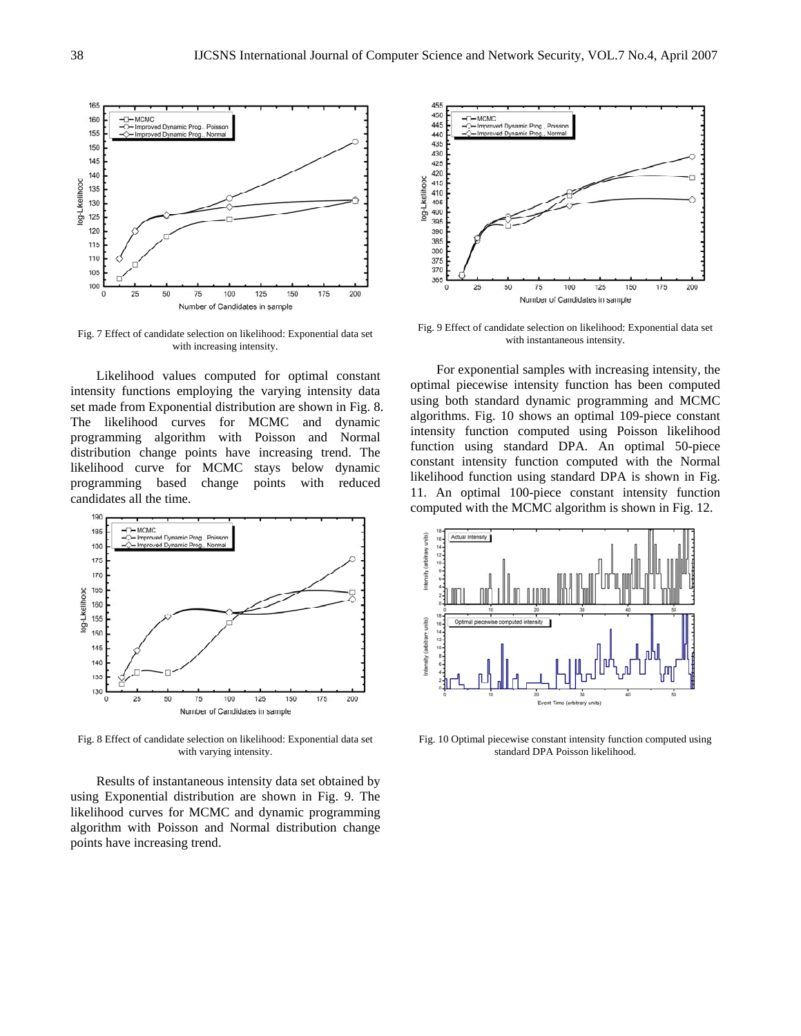Fig. 7 Effect of candidate selection on likelihood: Exponential data set with increasing intensity.

Likelihood values computed for optimal constant intensity functions employing the varying intensity data set made from Exponential distribution are shown in Fig. 8. The likelihood curves for MCMC and dynamic programming algorithm with Poisson and Normal distribution change points have increasing trend. The likelihood curve for MCMC stays below dynamic programming based change points with reduced candidates all the time.

Fig. 8 Effect of candidate selection on likelihood: Exponential data set with varying intensity.

Results of instantaneous intensity data set obtained by using Exponential distribution are shown in Fig. 9. The likelihood curves for MCMC and dynamic programming algorithm with Poisson and Normal distribution change points have increasing trend.

Fig. 9 Effect of candidate selection on likelihood: Exponential data set with instantaneous intensity.

For exponential samples with increasing intensity, the optimal piecewise intensity function has been computed using both standard dynamic programming and MCMC algorithms. Fig. 10 shows an optimal 109-piece constant intensity function computed using Poisson likelihood function using standard DPA. An optimal 50-piece constant intensity function computed with the Normal likelihood function using standard DPA is shown in Fig. 11. An optimal 100-piece constant intensity function computed with the MCMC algorithm is shown in Fig. 12.

Fig. 10 Optimal piecewise constant intensity function computed using standard DPA Poisson likelihood.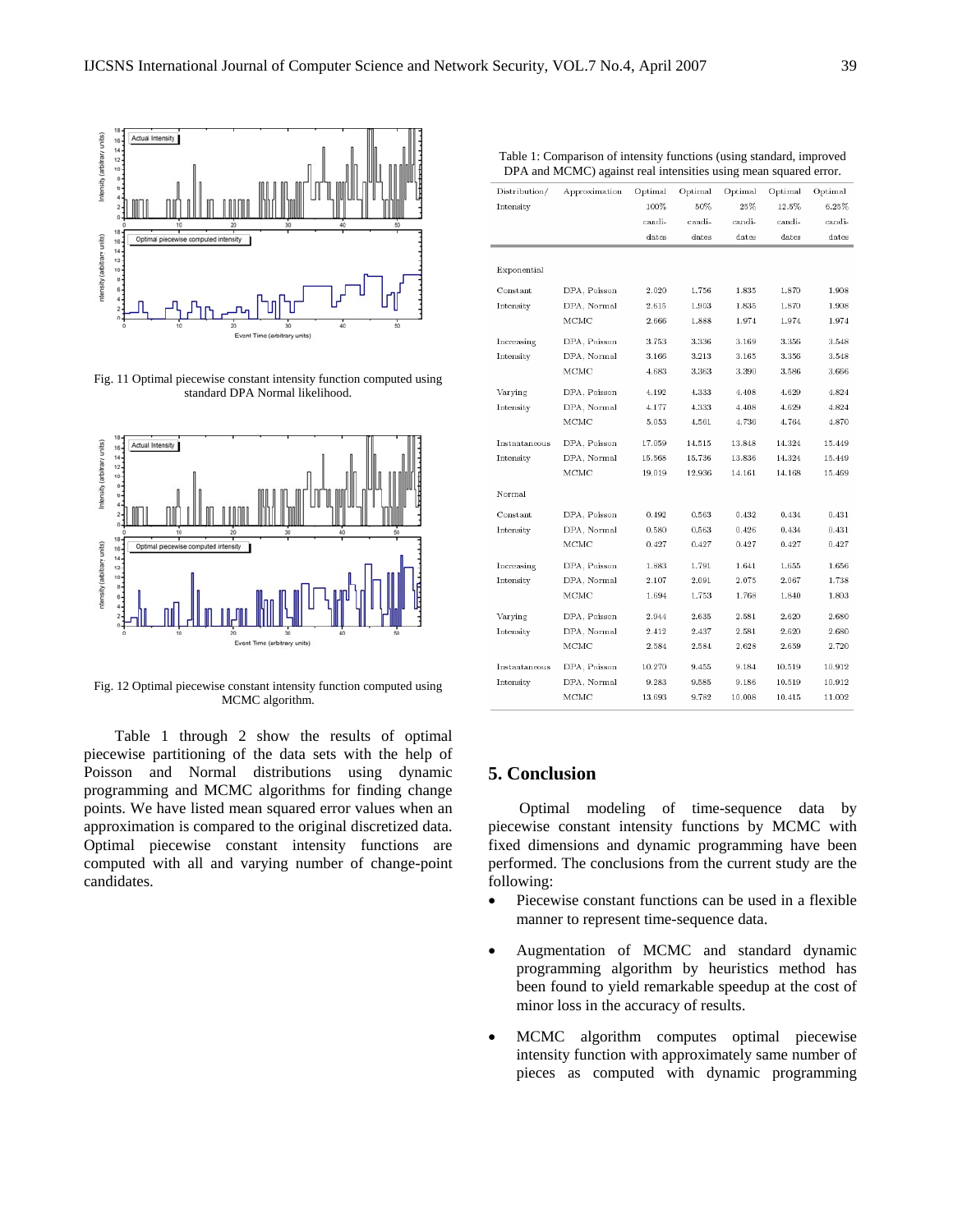Fig. 11 Optimal piecewise constant intensity function computed using standard DPA Normal likelihood.

Fig. 12 Optimal piecewise constant intensity function computed using MCMC algorithm.

Table 1 through 2 show the results of optimal piecewise partitioning of the data sets with the help of Poisson and Normal distributions using dynamic programming and MCMC algorithms for finding change points. We have listed mean squared error values when an approximation is compared to the original discretized data. Optimal piecewise constant intensity functions are computed with all and varying number of change-point candidates.

Table 1: Comparison of intensity functions (using standard, improved DPA and MCMC) against real intensities using mean squared error.

| Distribution/ Intensity | Approximation | Optimal 100% candidates | Optimal 50% candidates | Optimal 25% candidates | Optimal 12.5% candidates | Optimal 6.25% candidates |
|---|---|---|---|---|---|---|
| Exponential | | | | | | |
| Constant Intensity | DPA, Poisson | 2.020 | 1.756 | 1.835 | 1.870 | 1.908 |
| | DPA, Normal | 2.615 | 1.903 | 1.835 | 1.870 | 1.908 |
| | MCMC | 2.666 | 1.888 | 1.974 | 1.974 | 1.974 |
| Increasing Intensity | DPA, Poisson | 3.753 | 3.336 | 3.169 | 3.356 | 3.548 |
| | DPA, Normal | 3.166 | 3.213 | 3.165 | 3.356 | 3.548 |
| | MCMC | 4.683 | 3.363 | 3.390 | 3.586 | 3.666 |
| Varying Intensity | DPA, Poisson | 4.192 | 4.333 | 4.408 | 4.629 | 4.824 |
| | DPA, Normal | 4.177 | 4.333 | 4.408 | 4.629 | 4.824 |
| | MCMC | 5.053 | 4.561 | 4.736 | 4.764 | 4.870 |
| Instantaneous Intensity | DPA, Poisson | 17.059 | 14.515 | 13.848 | 14.324 | 15.449 |
| | DPA, Normal | 15.568 | 15.736 | 13.836 | 14.324 | 15.449 |
| | MCMC | 19.019 | 12.936 | 14.161 | 14.168 | 15.469 |
| Normal | | | | | | |
| Constant Intensity | DPA, Poisson | 0.492 | 0.563 | 0.432 | 0.434 | 0.431 |
| | DPA, Normal | 0.580 | 0.563 | 0.426 | 0.434 | 0.431 |
| | MCMC | 0.427 | 0.427 | 0.427 | 0.427 | 0.427 |
| Increasing Intensity | DPA, Poisson | 1.883 | 1.791 | 1.641 | 1.655 | 1.656 |
| | DPA, Normal | 2.107 | 2.091 | 2.075 | 2.067 | 1.738 |
| | MCMC | 1.694 | 1.753 | 1.768 | 1.840 | 1.803 |
| Varying Intensity | DPA, Poisson | 2.944 | 2.635 | 2.581 | 2.620 | 2.680 |
| | DPA, Normal | 2.412 | 2.437 | 2.581 | 2.620 | 2.680 |
| | MCMC | 2.584 | 2.584 | 2.628 | 2.659 | 2.720 |
| Instantaneous Intensity | DPA, Poisson | 10.270 | 9.455 | 9.184 | 10.519 | 10.912 |
| | DPA, Normal | 9.283 | 9.585 | 9.186 | 10.519 | 10.912 |
| | MCMC | 13.693 | 9.782 | 10.008 | 10.415 | 11.002 |

## 5. Conclusion

Optimal modeling of time-sequence data by piecewise constant intensity functions by MCMC with fixed dimensions and dynamic programming have been performed. The conclusions from the current study are the following:

- Piecewise constant functions can be used in a flexible manner to represent time-sequence data.
- Augmentation of MCMC and standard dynamic programming algorithm by heuristics method has been found to yield remarkable speedup at the cost of minor loss in the accuracy of results.
- MCMC algorithm computes optimal piecewise intensity function with approximately same number of pieces as computed with dynamic programming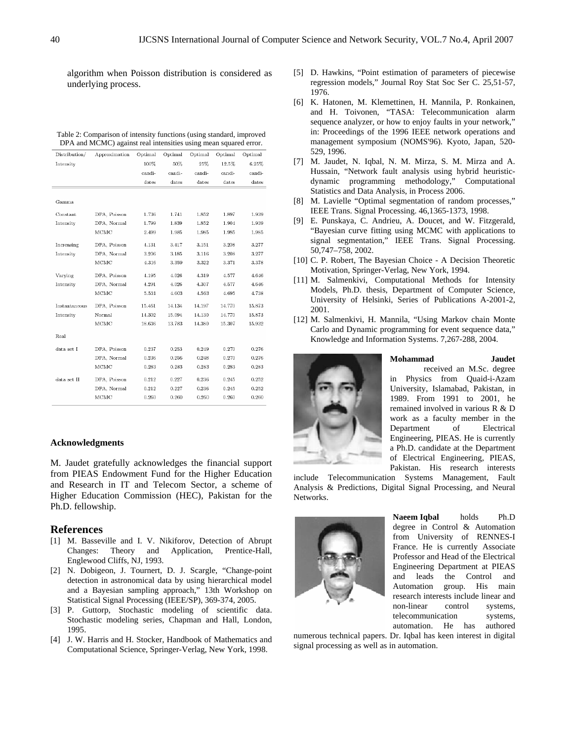algorithm when Poisson distribution is considered as underlying process.

Table 2: Comparison of intensity functions (using standard, improved DPA and MCMC) against real intensities using mean squared error.

| Distribution/ Intensity | Approximation | Optimal 100% candi-dates | Optimal 50% candi-dates | Optimal 25% candi-dates | Optimal 12.5% candi-dates | Optimal 6.25% candi-dates |
|---|---|---|---|---|---|---|
| Gamma | | | | | | |
| Constant | DPA, Poisson | 1.736 | 1.741 | 1.852 | 1.897 | 1.939 |
| Intensity | DPA, Normal | 1.799 | 1.839 | 1.852 | 1.904 | 1.939 |
| | MCMC | 2.499 | 1.985 | 1.985 | 1.985 | 1.985 |
| Increasing | DPA, Poisson | 4.131 | 3.417 | 3.151 | 3.208 | 3.277 |
| Intensity | DPA, Normal | 3.206 | 3.185 | 3.116 | 3.208 | 3.277 |
| | MCMC | 4.316 | 3.359 | 3.322 | 3.371 | 3.378 |
| Varying | DPA, Poisson | 4.195 | 4.026 | 4.319 | 4.577 | 4.646 |
| Intensity | DPA, Normal | 4.291 | 4.026 | 4.307 | 4.577 | 4.646 |
| | MCMC | 5.531 | 4.603 | 4.563 | 4.695 | 4.738 |
| Instantaneous | DPA, Poisson | 15.461 | 14.134 | 14.197 | 14.770 | 15.873 |
| Intensity | Normal | 14.302 | 15.094 | 14.130 | 14.770 | 15.873 |
| | MCMC | 18.636 | 13.783 | 14.380 | 15.307 | 15.932 |
| Real | | | | | | |
| data set I | DPA, Poisson | 0.237 | 0.253 | 0.249 | 0.270 | 0.276 |
| | DPA, Normal | 0.236 | 0.256 | 0.248 | 0.270 | 0.276 |
| | MCMC | 0.283 | 0.283 | 0.283 | 0.283 | 0.283 |
| data set II | DPA, Poisson | 0.212 | 0.227 | 0.236 | 0.245 | 0.252 |
| | DPA, Normal | 0.212 | 0.227 | 0.236 | 0.245 | 0.252 |
| | MCMC | 0.260 | 0.260 | 0.260 | 0.260 | 0.260 |

### Acknowledgments

M. Jaudet gratefully acknowledges the financial support from PIEAS Endowment Fund for the Higher Education and Research in IT and Telecom Sector, a scheme of Higher Education Commission (HEC), Pakistan for the Ph.D. fellowship.

## References

[1] M. Basseville and I. V. Nikiforov, Detection of Abrupt Changes: Theory and Application, Prentice-Hall, Englewood Cliffs, NJ, 1993.

[2] N. Dobigeon, J. Tournert, D. J. Scargle, "Change-point detection in astronomical data by using hierarchical model and a Bayesian sampling approach," 13th Workshop on Statistical Signal Processing (IEEE/SP), 369-374, 2005.

[3] P. Guttorp, Stochastic modeling of scientific data. Stochastic modeling series, Chapman and Hall, London, 1995.

[4] J. W. Harris and H. Stocker, Handbook of Mathematics and Computational Science, Springer-Verlag, New York, 1998.

[5] D. Hawkins, "Point estimation of parameters of piecewise regression models," Journal Roy Stat Soc Ser C. 25,51-57, 1976.

[6] K. Hatonen, M. Klemettinen, H. Mannila, P. Ronkainen, and H. Toivonen, "TASA: Telecommunication alarm sequence analyzer, or how to enjoy faults in your network," in: Proceedings of the 1996 IEEE network operations and management symposium (NOMS'96). Kyoto, Japan, 520-529, 1996.

[7] M. Jaudet, N. Iqbal, N. M. Mirza, S. M. Mirza and A. Hussain, "Network fault analysis using hybrid heuristic-dynamic programming methodology," Computational Statistics and Data Analysis, in Process 2006.

[8] M. Lavielle "Optimal segmentation of random processes," IEEE Trans. Signal Processing. 46,1365-1373, 1998.

[9] E. Punskaya, C. Andrieu, A. Doucet, and W. Fitzgerald, "Bayesian curve fitting using MCMC with applications to signal segmentation," IEEE Trans. Signal Processing. 50,747–758, 2002.

[10] C. P. Robert, The Bayesian Choice - A Decision Theoretic Motivation, Springer-Verlag, New York, 1994.

[11] M. Salmenkivi, Computational Methods for Intensity Models, Ph.D. thesis, Department of Computer Science, University of Helsinki, Series of Publications A-2001-2, 2001.

[12] M. Salmenkivi, H. Mannila, "Using Markov chain Monte Carlo and Dynamic programming for event sequence data," Knowledge and Information Systems. 7,267-288, 2004.

**Mohammad Jaudet** received an M.Sc. degree in Physics from Quaid-i-Azam University, Islamabad, Pakistan, in 1989. From 1991 to 2001, he remained involved in various R & D work as a faculty member in the Department of Electrical Engineering, PIEAS. He is currently a Ph.D. candidate at the Department of Electrical Engineering, PIEAS, Pakistan. His research interests include Telecommunication Systems Management, Fault Analysis & Predictions, Digital Signal Processing, and Neural Networks.

**Naeem Iqbal** holds Ph.D degree in Control & Automation from University of RENNES-I France. He is currently Associate Professor and Head of the Electrical Engineering Department at PIEAS and leads the Control and Automation group. His main research interests include linear and non-linear control systems, telecommunication systems, automation. He has authored numerous technical papers. Dr. Iqbal has keen interest in digital signal processing as well as in automation.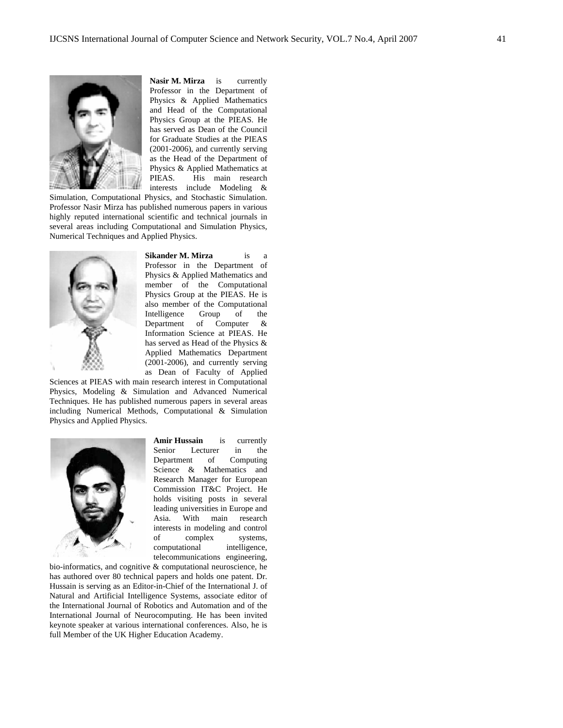**Nasir M. Mirza** is currently Professor in the Department of Physics & Applied Mathematics and Head of the Computational Physics Group at the PIEAS. He has served as Dean of the Council for Graduate Studies at the PIEAS (2001-2006), and currently serving as the Head of the Department of Physics & Applied Mathematics at PIEAS. His main research interests include Modeling & Simulation, Computational Physics, and Stochastic Simulation. Professor Nasir Mirza has published numerous papers in various highly reputed international scientific and technical journals in several areas including Computational and Simulation Physics, Numerical Techniques and Applied Physics.

**Sikander M. Mirza** is a Professor in the Department of Physics & Applied Mathematics and member of the Computational Physics Group at the PIEAS. He is also member of the Computational Intelligence Group of the Department of Computer & Information Science at PIEAS. He has served as Head of the Physics & Applied Mathematics Department (2001-2006), and currently serving as Dean of Faculty of Applied Sciences at PIEAS with main research interest in Computational Physics, Modeling & Simulation and Advanced Numerical Techniques. He has published numerous papers in several areas including Numerical Methods, Computational & Simulation Physics and Applied Physics.

**Amir Hussain** is currently Senior Lecturer in the Department of Computing Science & Mathematics and Research Manager for European Commission IT&C Project. He holds visiting posts in several leading universities in Europe and Asia. With main research interests in modeling and control of complex systems, computational intelligence, telecommunications engineering, bio-informatics, and cognitive & computational neuroscience, he has authored over 80 technical papers and holds one patent. Dr. Hussain is serving as an Editor-in-Chief of the International J. of Natural and Artificial Intelligence Systems, associate editor of the International Journal of Robotics and Automation and of the International Journal of Neurocomputing. He has been invited keynote speaker at various international conferences. Also, he is full Member of the UK Higher Education Academy.